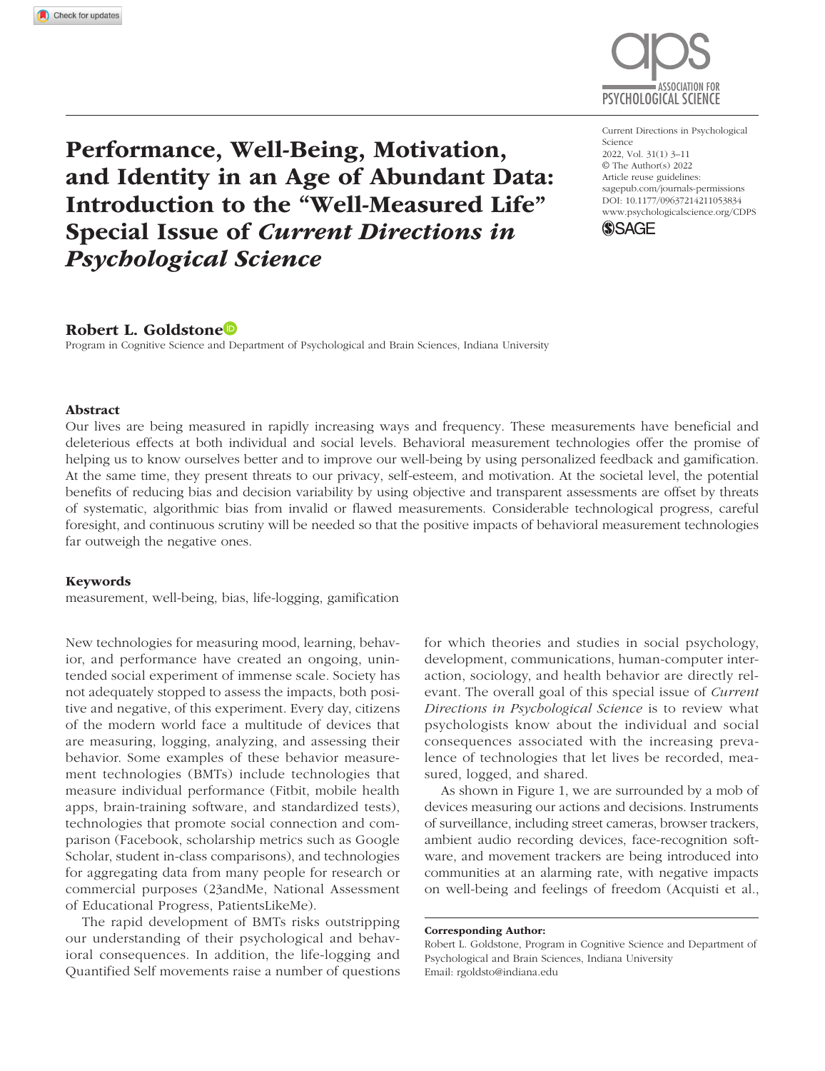# Performance, Well-Being, Motivation, and Identity in an Age of Abundant Data: Introduction to the "Well-Measured Life" Special Issue of *Current Directions in Psychological Science*

Current Directions in Psychological Science
2022, Vol. 31(1) 3–11
© The Author(s) 2022
Article reuse guidelines:
sagepub.com/journals-permissions
DOI: 10.1177/09637214211053834
www.psychologicalscience.org/CDPS

**Robert L. Goldstone**

Program in Cognitive Science and Department of Psychological and Brain Sciences, Indiana University

## Abstract

Our lives are being measured in rapidly increasing ways and frequency. These measurements have beneficial and deleterious effects at both individual and social levels. Behavioral measurement technologies offer the promise of helping us to know ourselves better and to improve our well-being by using personalized feedback and gamification. At the same time, they present threats to our privacy, self-esteem, and motivation. At the societal level, the potential benefits of reducing bias and decision variability by using objective and transparent assessments are offset by threats of systematic, algorithmic bias from invalid or flawed measurements. Considerable technological progress, careful foresight, and continuous scrutiny will be needed so that the positive impacts of behavioral measurement technologies far outweigh the negative ones.

## Keywords

measurement, well-being, bias, life-logging, gamification

New technologies for measuring mood, learning, behavior, and performance have created an ongoing, unintended social experiment of immense scale. Society has not adequately stopped to assess the impacts, both positive and negative, of this experiment. Every day, citizens of the modern world face a multitude of devices that are measuring, logging, analyzing, and assessing their behavior. Some examples of these behavior measurement technologies (BMTs) include technologies that measure individual performance (Fitbit, mobile health apps, brain-training software, and standardized tests), technologies that promote social connection and comparison (Facebook, scholarship metrics such as Google Scholar, student in-class comparisons), and technologies for aggregating data from many people for research or commercial purposes (23andMe, National Assessment of Educational Progress, PatientsLikeMe).

The rapid development of BMTs risks outstripping our understanding of their psychological and behavioral consequences. In addition, the life-logging and Quantified Self movements raise a number of questions for which theories and studies in social psychology, development, communications, human-computer interaction, sociology, and health behavior are directly relevant. The overall goal of this special issue of *Current Directions in Psychological Science* is to review what psychologists know about the individual and social consequences associated with the increasing prevalence of technologies that let lives be recorded, measured, logged, and shared.

As shown in Figure 1, we are surrounded by a mob of devices measuring our actions and decisions. Instruments of surveillance, including street cameras, browser trackers, ambient audio recording devices, face-recognition software, and movement trackers are being introduced into communities at an alarming rate, with negative impacts on well-being and feelings of freedom (Acquisti et al.,

**Corresponding Author:**
Robert L. Goldstone, Program in Cognitive Science and Department of Psychological and Brain Sciences, Indiana University
Email: rgoldsto@indiana.edu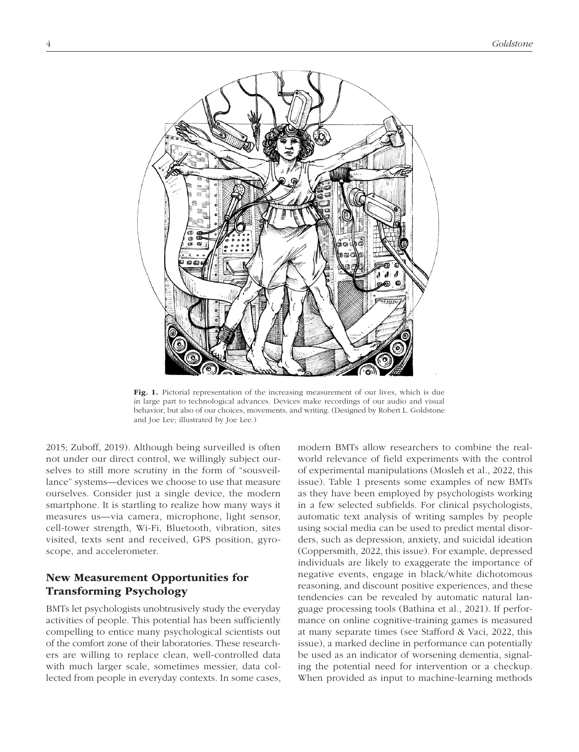Fig. 1. Pictorial representation of the increasing measurement of our lives, which is due in large part to technological advances. Devices make recordings of our audio and visual behavior, but also of our choices, movements, and writing. (Designed by Robert L. Goldstone and Joe Lee; illustrated by Joe Lee.)

2015; Zuboff, 2019). Although being surveilled is often not under our direct control, we willingly subject ourselves to still more scrutiny in the form of "sousveillance" systems—devices we choose to use that measure ourselves. Consider just a single device, the modern smartphone. It is startling to realize how many ways it measures us—via camera, microphone, light sensor, cell-tower strength, Wi-Fi, Bluetooth, vibration, sites visited, texts sent and received, GPS position, gyroscope, and accelerometer.

## New Measurement Opportunities for Transforming Psychology

BMTs let psychologists unobtrusively study the everyday activities of people. This potential has been sufficiently compelling to entice many psychological scientists out of the comfort zone of their laboratories. These researchers are willing to replace clean, well-controlled data with much larger scale, sometimes messier, data collected from people in everyday contexts. In some cases, modern BMTs allow researchers to combine the real-world relevance of field experiments with the control of experimental manipulations (Mosleh et al., 2022, this issue). Table 1 presents some examples of new BMTs as they have been employed by psychologists working in a few selected subfields. For clinical psychologists, automatic text analysis of writing samples by people using social media can be used to predict mental disorders, such as depression, anxiety, and suicidal ideation (Coppersmith, 2022, this issue). For example, depressed individuals are likely to exaggerate the importance of negative events, engage in black/white dichotomous reasoning, and discount positive experiences, and these tendencies can be revealed by automatic natural language processing tools (Bathina et al., 2021). If performance on online cognitive-training games is measured at many separate times (see Stafford & Vaci, 2022, this issue), a marked decline in performance can potentially be used as an indicator of worsening dementia, signaling the potential need for intervention or a checkup. When provided as input to machine-learning methods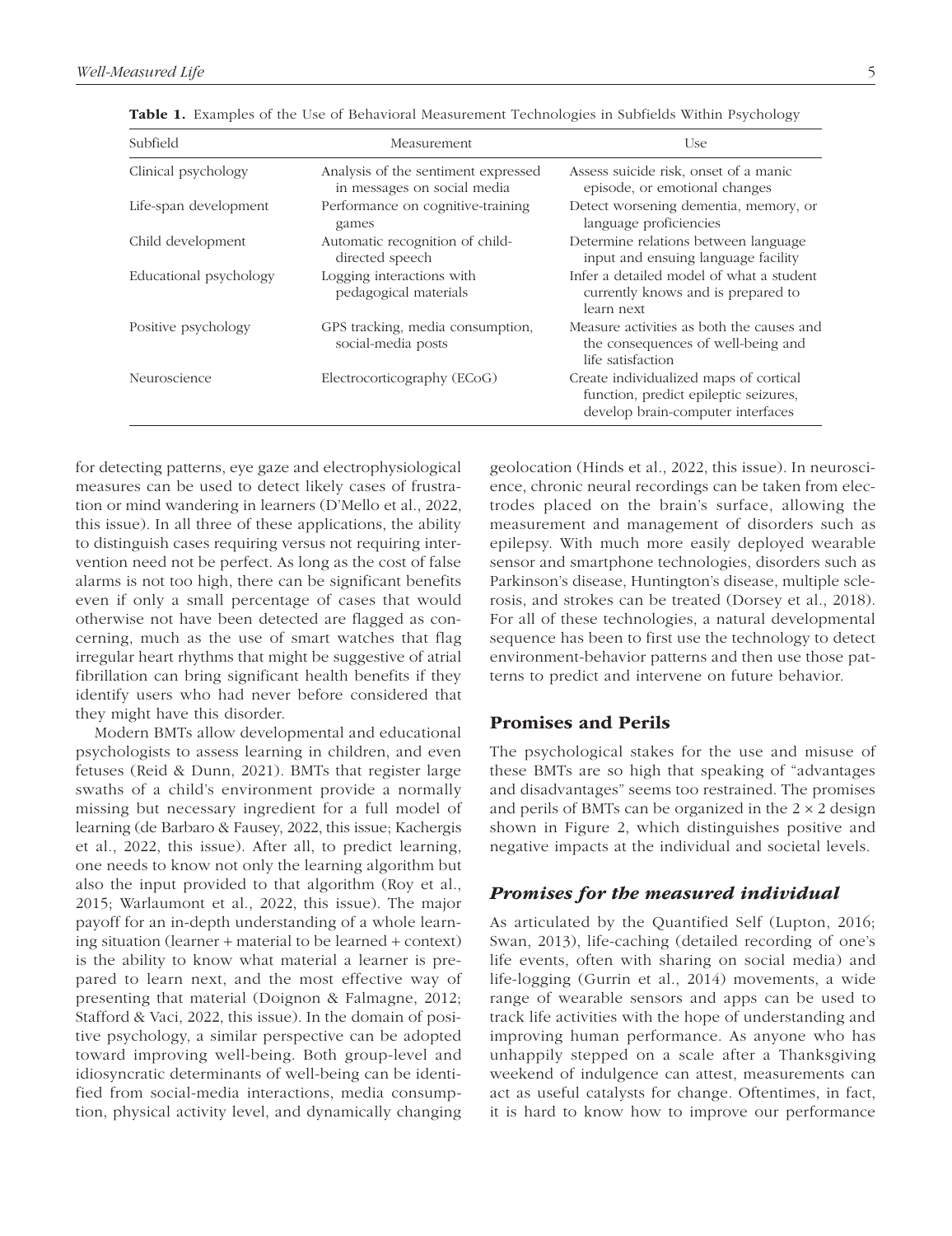**Table 1.** Examples of the Use of Behavioral Measurement Technologies in Subfields Within Psychology

| Subfield | Measurement | Use |
|---|---|---|
| Clinical psychology | Analysis of the sentiment expressed in messages on social media | Assess suicide risk, onset of a manic episode, or emotional changes |
| Life-span development | Performance on cognitive-training games | Detect worsening dementia, memory, or language proficiencies |
| Child development | Automatic recognition of child-directed speech | Determine relations between language input and ensuing language facility |
| Educational psychology | Logging interactions with pedagogical materials | Infer a detailed model of what a student currently knows and is prepared to learn next |
| Positive psychology | GPS tracking, media consumption, social-media posts | Measure activities as both the causes and the consequences of well-being and life satisfaction |
| Neuroscience | Electrocorticography (ECoG) | Create individualized maps of cortical function, predict epileptic seizures, develop brain-computer interfaces |

for detecting patterns, eye gaze and electrophysiological measures can be used to detect likely cases of frustration or mind wandering in learners (D'Mello et al., 2022, this issue). In all three of these applications, the ability to distinguish cases requiring versus not requiring intervention need not be perfect. As long as the cost of false alarms is not too high, there can be significant benefits even if only a small percentage of cases that would otherwise not have been detected are flagged as concerning, much as the use of smart watches that flag irregular heart rhythms that might be suggestive of atrial fibrillation can bring significant health benefits if they identify users who had never before considered that they might have this disorder.

Modern BMTs allow developmental and educational psychologists to assess learning in children, and even fetuses (Reid & Dunn, 2021). BMTs that register large swaths of a child's environment provide a normally missing but necessary ingredient for a full model of learning (de Barbaro & Fausey, 2022, this issue; Kachergis et al., 2022, this issue). After all, to predict learning, one needs to know not only the learning algorithm but also the input provided to that algorithm (Roy et al., 2015; Warlaumont et al., 2022, this issue). The major payoff for an in-depth understanding of a whole learning situation (learner + material to be learned + context) is the ability to know what material a learner is prepared to learn next, and the most effective way of presenting that material (Doignon & Falmagne, 2012; Stafford & Vaci, 2022, this issue). In the domain of positive psychology, a similar perspective can be adopted toward improving well-being. Both group-level and idiosyncratic determinants of well-being can be identified from social-media interactions, media consumption, physical activity level, and dynamically changing geolocation (Hinds et al., 2022, this issue). In neuroscience, chronic neural recordings can be taken from electrodes placed on the brain's surface, allowing the measurement and management of disorders such as epilepsy. With much more easily deployed wearable sensor and smartphone technologies, disorders such as Parkinson's disease, Huntington's disease, multiple sclerosis, and strokes can be treated (Dorsey et al., 2018). For all of these technologies, a natural developmental sequence has been to first use the technology to detect environment-behavior patterns and then use those patterns to predict and intervene on future behavior.

## Promises and Perils

The psychological stakes for the use and misuse of these BMTs are so high that speaking of "advantages and disadvantages" seems too restrained. The promises and perils of BMTs can be organized in the $2 \times 2$ design shown in Figure 2, which distinguishes positive and negative impacts at the individual and societal levels.

### *Promises for the measured individual*

As articulated by the Quantified Self (Lupton, 2016; Swan, 2013), life-caching (detailed recording of one's life events, often with sharing on social media) and life-logging (Gurrin et al., 2014) movements, a wide range of wearable sensors and apps can be used to track life activities with the hope of understanding and improving human performance. As anyone who has unhappily stepped on a scale after a Thanksgiving weekend of indulgence can attest, measurements can act as useful catalysts for change. Oftentimes, in fact, it is hard to know how to improve our performance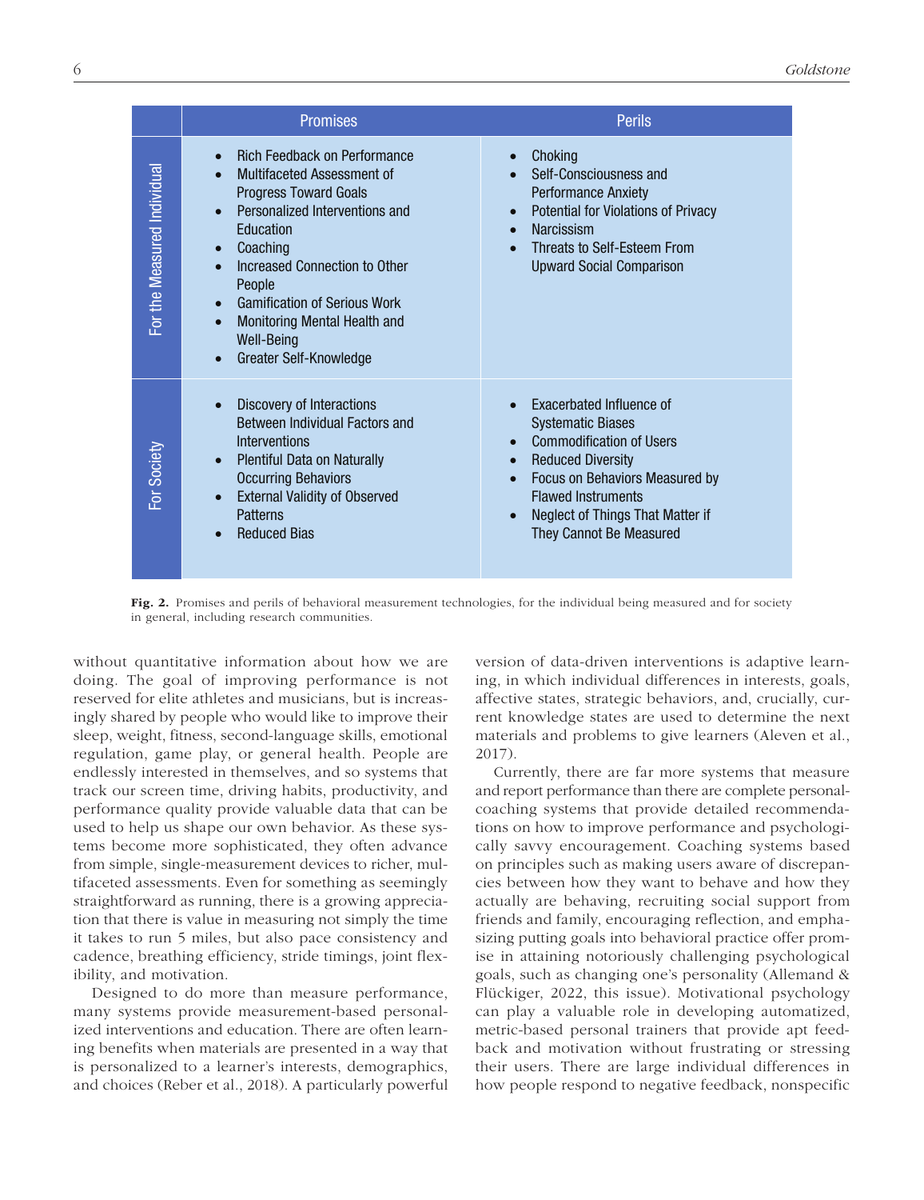| | Promises | Perils |
|---|---|---|
| For the Measured Individual | • Rich Feedback on Performance<br>• Multifaceted Assessment of Progress Toward Goals<br>• Personalized Interventions and Education<br>• Coaching<br>• Increased Connection to Other People<br>• Gamification of Serious Work<br>• Monitoring Mental Health and Well-Being<br>• Greater Self-Knowledge | • Choking<br>• Self-Consciousness and Performance Anxiety<br>• Potential for Violations of Privacy<br>• Narcissism<br>• Threats to Self-Esteem From Upward Social Comparison |
| For Society | • Discovery of Interactions Between Individual Factors and Interventions<br>• Plentiful Data on Naturally Occurring Behaviors<br>• External Validity of Observed Patterns<br>• Reduced Bias | • Exacerbated Influence of Systematic Biases<br>• Commodification of Users<br>• Reduced Diversity<br>• Focus on Behaviors Measured by Flawed Instruments<br>• Neglect of Things That Matter if They Cannot Be Measured |

**Fig. 2.** Promises and perils of behavioral measurement technologies, for the individual being measured and for society in general, including research communities.

without quantitative information about how we are doing. The goal of improving performance is not reserved for elite athletes and musicians, but is increasingly shared by people who would like to improve their sleep, weight, fitness, second-language skills, emotional regulation, game play, or general health. People are endlessly interested in themselves, and so systems that track our screen time, driving habits, productivity, and performance quality provide valuable data that can be used to help us shape our own behavior. As these systems become more sophisticated, they often advance from simple, single-measurement devices to richer, multifaceted assessments. Even for something as seemingly straightforward as running, there is a growing appreciation that there is value in measuring not simply the time it takes to run 5 miles, but also pace consistency and cadence, breathing efficiency, stride timings, joint flexibility, and motivation.

Designed to do more than measure performance, many systems provide measurement-based personalized interventions and education. There are often learning benefits when materials are presented in a way that is personalized to a learner's interests, demographics, and choices (Reber et al., 2018). A particularly powerful version of data-driven interventions is adaptive learning, in which individual differences in interests, goals, affective states, strategic behaviors, and, crucially, current knowledge states are used to determine the next materials and problems to give learners (Aleven et al., 2017).

Currently, there are far more systems that measure and report performance than there are complete personal-coaching systems that provide detailed recommendations on how to improve performance and psychologically savvy encouragement. Coaching systems based on principles such as making users aware of discrepancies between how they want to behave and how they actually are behaving, recruiting social support from friends and family, encouraging reflection, and emphasizing putting goals into behavioral practice offer promise in attaining notoriously challenging psychological goals, such as changing one's personality (Allemand & Flückiger, 2022, this issue). Motivational psychology can play a valuable role in developing automatized, metric-based personal trainers that provide apt feedback and motivation without frustrating or stressing their users. There are large individual differences in how people respond to negative feedback, nonspecific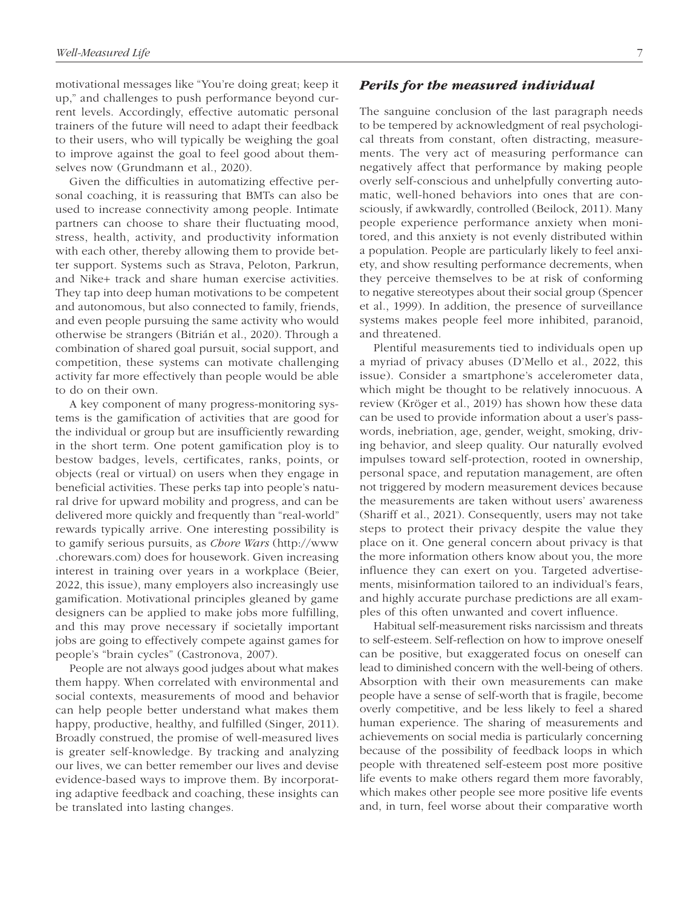motivational messages like "You're doing great; keep it up," and challenges to push performance beyond current levels. Accordingly, effective automatic personal trainers of the future will need to adapt their feedback to their users, who will typically be weighing the goal to improve against the goal to feel good about themselves now (Grundmann et al., 2020).

Given the difficulties in automatizing effective personal coaching, it is reassuring that BMTs can also be used to increase connectivity among people. Intimate partners can choose to share their fluctuating mood, stress, health, activity, and productivity information with each other, thereby allowing them to provide better support. Systems such as Strava, Peloton, Parkrun, and Nike+ track and share human exercise activities. They tap into deep human motivations to be competent and autonomous, but also connected to family, friends, and even people pursuing the same activity who would otherwise be strangers (Bitrián et al., 2020). Through a combination of shared goal pursuit, social support, and competition, these systems can motivate challenging activity far more effectively than people would be able to do on their own.

A key component of many progress-monitoring systems is the gamification of activities that are good for the individual or group but are insufficiently rewarding in the short term. One potent gamification ploy is to bestow badges, levels, certificates, ranks, points, or objects (real or virtual) on users when they engage in beneficial activities. These perks tap into people's natural drive for upward mobility and progress, and can be delivered more quickly and frequently than "real-world" rewards typically arrive. One interesting possibility is to gamify serious pursuits, as *Chore Wars* (http://www.chorewars.com) does for housework. Given increasing interest in training over years in a workplace (Beier, 2022, this issue), many employers also increasingly use gamification. Motivational principles gleaned by game designers can be applied to make jobs more fulfilling, and this may prove necessary if societally important jobs are going to effectively compete against games for people's "brain cycles" (Castronova, 2007).

People are not always good judges about what makes them happy. When correlated with environmental and social contexts, measurements of mood and behavior can help people better understand what makes them happy, productive, healthy, and fulfilled (Singer, 2011). Broadly construed, the promise of well-measured lives is greater self-knowledge. By tracking and analyzing our lives, we can better remember our lives and devise evidence-based ways to improve them. By incorporating adaptive feedback and coaching, these insights can be translated into lasting changes.

## *Perils for the measured individual*

The sanguine conclusion of the last paragraph needs to be tempered by acknowledgment of real psychological threats from constant, often distracting, measurements. The very act of measuring performance can negatively affect that performance by making people overly self-conscious and unhelpfully converting automatic, well-honed behaviors into ones that are consciously, if awkwardly, controlled (Beilock, 2011). Many people experience performance anxiety when monitored, and this anxiety is not evenly distributed within a population. People are particularly likely to feel anxiety, and show resulting performance decrements, when they perceive themselves to be at risk of conforming to negative stereotypes about their social group (Spencer et al., 1999). In addition, the presence of surveillance systems makes people feel more inhibited, paranoid, and threatened.

Plentiful measurements tied to individuals open up a myriad of privacy abuses (D'Mello et al., 2022, this issue). Consider a smartphone's accelerometer data, which might be thought to be relatively innocuous. A review (Kröger et al., 2019) has shown how these data can be used to provide information about a user's passwords, inebriation, age, gender, weight, smoking, driving behavior, and sleep quality. Our naturally evolved impulses toward self-protection, rooted in ownership, personal space, and reputation management, are often not triggered by modern measurement devices because the measurements are taken without users' awareness (Shariff et al., 2021). Consequently, users may not take steps to protect their privacy despite the value they place on it. One general concern about privacy is that the more information others know about you, the more influence they can exert on you. Targeted advertisements, misinformation tailored to an individual's fears, and highly accurate purchase predictions are all examples of this often unwanted and covert influence.

Habitual self-measurement risks narcissism and threats to self-esteem. Self-reflection on how to improve oneself can be positive, but exaggerated focus on oneself can lead to diminished concern with the well-being of others. Absorption with their own measurements can make people have a sense of self-worth that is fragile, become overly competitive, and be less likely to feel a shared human experience. The sharing of measurements and achievements on social media is particularly concerning because of the possibility of feedback loops in which people with threatened self-esteem post more positive life events to make others regard them more favorably, which makes other people see more positive life events and, in turn, feel worse about their comparative worth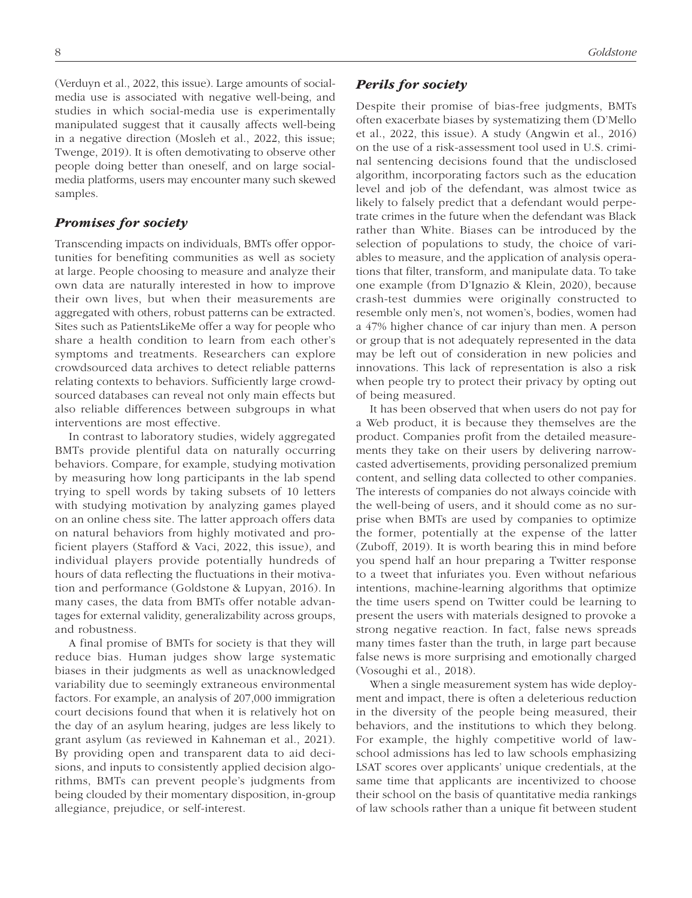(Verduyn et al., 2022, this issue). Large amounts of social-media use is associated with negative well-being, and studies in which social-media use is experimentally manipulated suggest that it causally affects well-being in a negative direction (Mosleh et al., 2022, this issue; Twenge, 2019). It is often demotivating to observe other people doing better than oneself, and on large social-media platforms, users may encounter many such skewed samples.

### *Promises for society*

Transcending impacts on individuals, BMTs offer opportunities for benefiting communities as well as society at large. People choosing to measure and analyze their own data are naturally interested in how to improve their own lives, but when their measurements are aggregated with others, robust patterns can be extracted. Sites such as PatientsLikeMe offer a way for people who share a health condition to learn from each other's symptoms and treatments. Researchers can explore crowdsourced data archives to detect reliable patterns relating contexts to behaviors. Sufficiently large crowdsourced databases can reveal not only main effects but also reliable differences between subgroups in what interventions are most effective.

In contrast to laboratory studies, widely aggregated BMTs provide plentiful data on naturally occurring behaviors. Compare, for example, studying motivation by measuring how long participants in the lab spend trying to spell words by taking subsets of 10 letters with studying motivation by analyzing games played on an online chess site. The latter approach offers data on natural behaviors from highly motivated and proficient players (Stafford & Vaci, 2022, this issue), and individual players provide potentially hundreds of hours of data reflecting the fluctuations in their motivation and performance (Goldstone & Lupyan, 2016). In many cases, the data from BMTs offer notable advantages for external validity, generalizability across groups, and robustness.

A final promise of BMTs for society is that they will reduce bias. Human judges show large systematic biases in their judgments as well as unacknowledged variability due to seemingly extraneous environmental factors. For example, an analysis of 207,000 immigration court decisions found that when it is relatively hot on the day of an asylum hearing, judges are less likely to grant asylum (as reviewed in Kahneman et al., 2021). By providing open and transparent data to aid decisions, and inputs to consistently applied decision algorithms, BMTs can prevent people's judgments from being clouded by their momentary disposition, in-group allegiance, prejudice, or self-interest.

### *Perils for society*

Despite their promise of bias-free judgments, BMTs often exacerbate biases by systematizing them (D'Mello et al., 2022, this issue). A study (Angwin et al., 2016) on the use of a risk-assessment tool used in U.S. criminal sentencing decisions found that the undisclosed algorithm, incorporating factors such as the education level and job of the defendant, was almost twice as likely to falsely predict that a defendant would perpetrate crimes in the future when the defendant was Black rather than White. Biases can be introduced by the selection of populations to study, the choice of variables to measure, and the application of analysis operations that filter, transform, and manipulate data. To take one example (from D'Ignazio & Klein, 2020), because crash-test dummies were originally constructed to resemble only men's, not women's, bodies, women had a 47% higher chance of car injury than men. A person or group that is not adequately represented in the data may be left out of consideration in new policies and innovations. This lack of representation is also a risk when people try to protect their privacy by opting out of being measured.

It has been observed that when users do not pay for a Web product, it is because they themselves are the product. Companies profit from the detailed measurements they take on their users by delivering narrowcasted advertisements, providing personalized premium content, and selling data collected to other companies. The interests of companies do not always coincide with the well-being of users, and it should come as no surprise when BMTs are used by companies to optimize the former, potentially at the expense of the latter (Zuboff, 2019). It is worth bearing this in mind before you spend half an hour preparing a Twitter response to a tweet that infuriates you. Even without nefarious intentions, machine-learning algorithms that optimize the time users spend on Twitter could be learning to present the users with materials designed to provoke a strong negative reaction. In fact, false news spreads many times faster than the truth, in large part because false news is more surprising and emotionally charged (Vosoughi et al., 2018).

When a single measurement system has wide deployment and impact, there is often a deleterious reduction in the diversity of the people being measured, their behaviors, and the institutions to which they belong. For example, the highly competitive world of law-school admissions has led to law schools emphasizing LSAT scores over applicants' unique credentials, at the same time that applicants are incentivized to choose their school on the basis of quantitative media rankings of law schools rather than a unique fit between student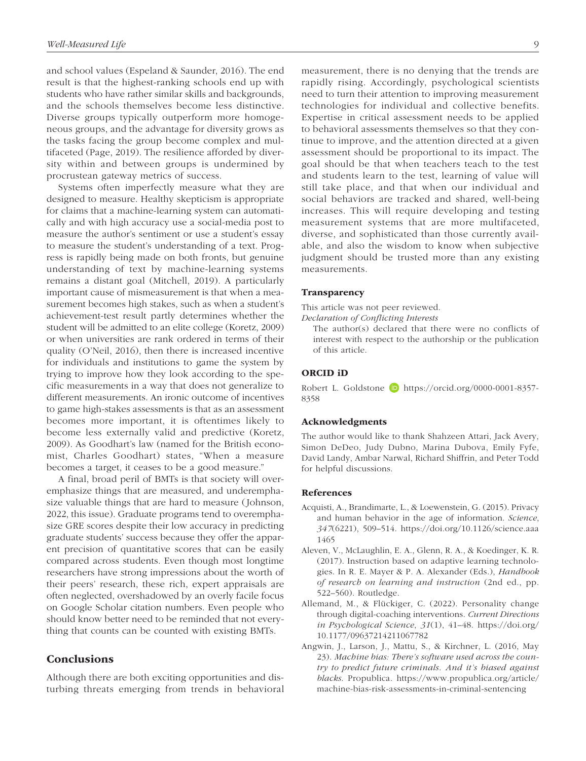and school values (Espeland & Saunder, 2016). The end result is that the highest-ranking schools end up with students who have rather similar skills and backgrounds, and the schools themselves become less distinctive. Diverse groups typically outperform more homogeneous groups, and the advantage for diversity grows as the tasks facing the group become complex and multifaceted (Page, 2019). The resilience afforded by diversity within and between groups is undermined by procrustean gateway metrics of success.

Systems often imperfectly measure what they are designed to measure. Healthy skepticism is appropriate for claims that a machine-learning system can automatically and with high accuracy use a social-media post to measure the author's sentiment or use a student's essay to measure the student's understanding of a text. Progress is rapidly being made on both fronts, but genuine understanding of text by machine-learning systems remains a distant goal (Mitchell, 2019). A particularly important cause of mismeasurement is that when a measurement becomes high stakes, such as when a student's achievement-test result partly determines whether the student will be admitted to an elite college (Koretz, 2009) or when universities are rank ordered in terms of their quality (O'Neil, 2016), then there is increased incentive for individuals and institutions to game the system by trying to improve how they look according to the specific measurements in a way that does not generalize to different measurements. An ironic outcome of incentives to game high-stakes assessments is that as an assessment becomes more important, it is oftentimes likely to become less externally valid and predictive (Koretz, 2009). As Goodhart's law (named for the British economist, Charles Goodhart) states, "When a measure becomes a target, it ceases to be a good measure."

A final, broad peril of BMTs is that society will overemphasize things that are measured, and underemphasize valuable things that are hard to measure (Johnson, 2022, this issue). Graduate programs tend to overemphasize GRE scores despite their low accuracy in predicting graduate students' success because they offer the apparent precision of quantitative scores that can be easily compared across students. Even though most longtime researchers have strong impressions about the worth of their peers' research, these rich, expert appraisals are often neglected, overshadowed by an overly facile focus on Google Scholar citation numbers. Even people who should know better need to be reminded that not everything that counts can be counted with existing BMTs.

## Conclusions

Although there are both exciting opportunities and disturbing threats emerging from trends in behavioral measurement, there is no denying that the trends are rapidly rising. Accordingly, psychological scientists need to turn their attention to improving measurement technologies for individual and collective benefits. Expertise in critical assessment needs to be applied to behavioral assessments themselves so that they continue to improve, and the attention directed at a given assessment should be proportional to its impact. The goal should be that when teachers teach to the test and students learn to the test, learning of value will still take place, and that when our individual and social behaviors are tracked and shared, well-being increases. This will require developing and testing measurement systems that are more multifaceted, diverse, and sophisticated than those currently available, and also the wisdom to know when subjective judgment should be trusted more than any existing measurements.

### Transparency

This article was not peer reviewed.

*Declaration of Conflicting Interests*

The author(s) declared that there were no conflicts of interest with respect to the authorship or the publication of this article.

### ORCID iD

Robert L. Goldstone https://orcid.org/0000-0001-8357-8358

### Acknowledgments

The author would like to thank Shahzeen Attari, Jack Avery, Simon DeDeo, Judy Dubno, Marina Dubova, Emily Fyfe, David Landy, Ambar Narwal, Richard Shiffrin, and Peter Todd for helpful discussions.

### References

Acquisti, A., Brandimarte, L., & Loewenstein, G. (2015). Privacy and human behavior in the age of information. *Science*, *347*(6221), 509–514. https://doi.org/10.1126/science.aaa1465

Aleven, V., McLaughlin, E. A., Glenn, R. A., & Koedinger, K. R. (2017). Instruction based on adaptive learning technologies. In R. E. Mayer & P. A. Alexander (Eds.), *Handbook of research on learning and instruction* (2nd ed., pp. 522–560). Routledge.

Allemand, M., & Flückiger, C. (2022). Personality change through digital-coaching interventions. *Current Directions in Psychological Science*, *31*(1), 41–48. https://doi.org/10.1177/09637214211067782

Angwin, J., Larson, J., Mattu, S., & Kirchner, L. (2016, May 23). *Machine bias: There's software used across the country to predict future criminals. And it's biased against blacks.* Propublica. https://www.propublica.org/article/machine-bias-risk-assessments-in-criminal-sentencing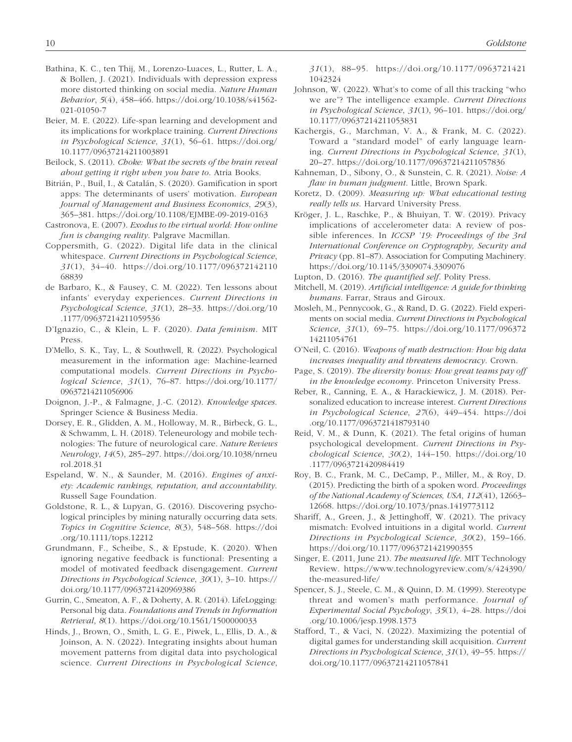Bathina, K. C., ten Thij, M., Lorenzo-Luaces, L., Rutter, L. A., & Bollen, J. (2021). Individuals with depression express more distorted thinking on social media. *Nature Human Behavior*, *5*(4), 458–466. https://doi.org/10.1038/s41562-021-01050-7

Beier, M. E. (2022). Life-span learning and development and its implications for workplace training. *Current Directions in Psychological Science*, *31*(1), 56–61. https://doi.org/10.1177/09637214211003891

Beilock, S. (2011). *Choke: What the secrets of the brain reveal about getting it right when you have to*. Atria Books.

Bitrián, P., Buil, I., & Catalán, S. (2020). Gamification in sport apps: The determinants of users' motivation. *European Journal of Management and Business Economics*, *29*(3), 365–381. https://doi.org/10.1108/EJMBE-09-2019-0163

Castronova, E. (2007). *Exodus to the virtual world: How online fun is changing reality*. Palgrave Macmillan.

Coppersmith, G. (2022). Digital life data in the clinical whitespace. *Current Directions in Psychological Science*, *31*(1), 34–40. https://doi.org/10.1177/09637214211068839

de Barbaro, K., & Fausey, C. M. (2022). Ten lessons about infants' everyday experiences. *Current Directions in Psychological Science*, *31*(1), 28–33. https://doi.org/10.1177/09637214211059536

D'Ignazio, C., & Klein, L. F. (2020). *Data feminism*. MIT Press.

D'Mello, S. K., Tay, L., & Southwell, R. (2022). Psychological measurement in the information age: Machine-learned computational models. *Current Directions in Psychological Science*, *31*(1), 76–87. https://doi.org/10.1177/09637214211056906

Doignon, J.-P., & Falmagne, J.-C. (2012). *Knowledge spaces*. Springer Science & Business Media.

Dorsey, E. R., Glidden, A. M., Holloway, M. R., Birbeck, G. L., & Schwamm, L. H. (2018). Teleneurology and mobile technologies: The future of neurological care. *Nature Reviews Neurology*, *14*(5), 285–297. https://doi.org/10.1038/nrneurol.2018.31

Espeland, W. N., & Saunder, M. (2016). *Engines of anxiety: Academic rankings, reputation, and accountability*. Russell Sage Foundation.

Goldstone, R. L., & Lupyan, G. (2016). Discovering psychological principles by mining naturally occurring data sets. *Topics in Cognitive Science*, *8*(3), 548–568. https://doi.org/10.1111/tops.12212

Grundmann, F., Scheibe, S., & Epstude, K. (2020). When ignoring negative feedback is functional: Presenting a model of motivated feedback disengagement. *Current Directions in Psychological Science*, *30*(1), 3–10. https://doi.org/10.1177/0963721420969386

Gurrin, C., Smeaton, A. F., & Doherty, A. R. (2014). LifeLogging: Personal big data. *Foundations and Trends in Information Retrieval*, *8*(1). https://doi.org/10.1561/1500000033

Hinds, J., Brown, O., Smith, L. G. E., Piwek, L., Ellis, D. A., & Joinson, A. N. (2022). Integrating insights about human movement patterns from digital data into psychological science. *Current Directions in Psychological Science*, *31*(1), 88–95. https://doi.org/10.1177/09637214211042324

Johnson, W. (2022). What's to come of all this tracking "who we are"? The intelligence example. *Current Directions in Psychological Science*, *31*(1), 96–101. https://doi.org/10.1177/09637214211053831

Kachergis, G., Marchman, V. A., & Frank, M. C. (2022). Toward a "standard model" of early language learning. *Current Directions in Psychological Science*, *31*(1), 20–27. https://doi.org/10.1177/09637214211057836

Kahneman, D., Sibony, O., & Sunstein, C. R. (2021). *Noise: A flaw in human judgment*. Little, Brown Spark.

Koretz, D. (2009). *Measuring up: What educational testing really tells us*. Harvard University Press.

Kröger, J. L., Raschke, P., & Bhuiyan, T. W. (2019). Privacy implications of accelerometer data: A review of possible inferences. In *ICCSP '19: Proceedings of the 3rd International Conference on Cryptography, Security and Privacy* (pp. 81–87). Association for Computing Machinery. https://doi.org/10.1145/3309074.3309076

Lupton, D. (2016). *The quantified self*. Polity Press.

Mitchell, M. (2019). *Artificial intelligence: A guide for thinking humans*. Farrar, Straus and Giroux.

Mosleh, M., Pennycook, G., & Rand, D. G. (2022). Field experiments on social media. *Current Directions in Psychological Science*, *31*(1), 69–75. https://doi.org/10.1177/09637214211054761

O'Neil, C. (2016). *Weapons of math destruction: How big data increases inequality and threatens democracy*. Crown.

Page, S. (2019). *The diversity bonus: How great teams pay off in the knowledge economy*. Princeton University Press.

Reber, R., Canning, E. A., & Harackiewicz, J. M. (2018). Personalized education to increase interest. *Current Directions in Psychological Science*, *27*(6), 449–454. https://doi.org/10.1177/0963721418793140

Reid, V. M., & Dunn, K. (2021). The fetal origins of human psychological development. *Current Directions in Psychological Science*, *30*(2), 144–150. https://doi.org/10.1177/0963721420984419

Roy, B. C., Frank, M. C., DeCamp, P., Miller, M., & Roy, D. (2015). Predicting the birth of a spoken word. *Proceedings of the National Academy of Sciences, USA*, *112*(41), 12663–12668. https://doi.org/10.1073/pnas.1419773112

Shariff, A., Green, J., & Jettinghoff, W. (2021). The privacy mismatch: Evolved intuitions in a digital world. *Current Directions in Psychological Science*, *30*(2), 159–166. https://doi.org/10.1177/0963721421990355

Singer, E. (2011, June 21). *The measured life*. MIT Technology Review. https://www.technologyreview.com/s/424390/the-measured-life/

Spencer, S. J., Steele, C. M., & Quinn, D. M. (1999). Stereotype threat and women's math performance. *Journal of Experimental Social Psychology*, *35*(1), 4–28. https://doi.org/10.1006/jesp.1998.1373

Stafford, T., & Vaci, N. (2022). Maximizing the potential of digital games for understanding skill acquisition. *Current Directions in Psychological Science*, *31*(1), 49–55. https://doi.org/10.1177/09637214211057841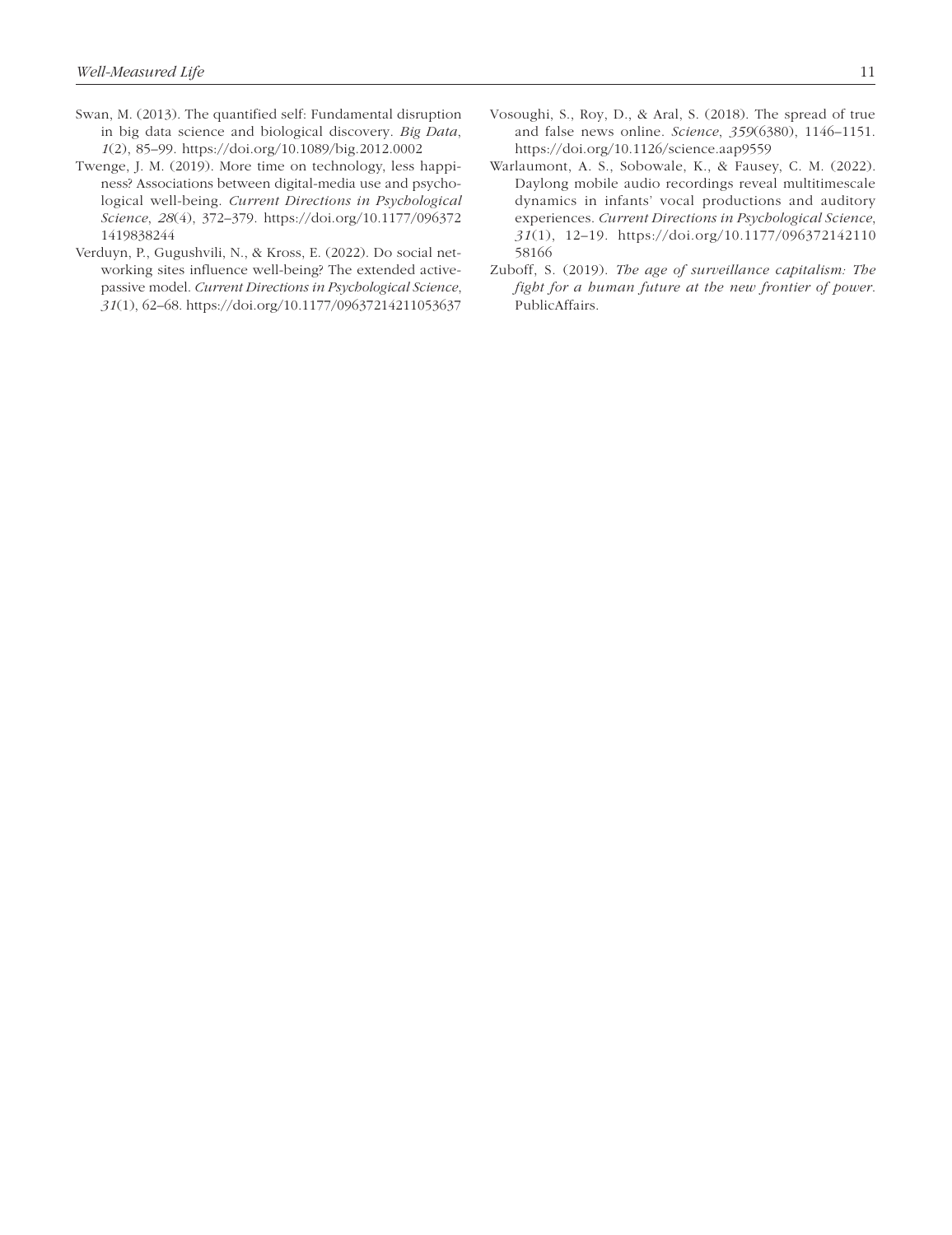Swan, M. (2013). The quantified self: Fundamental disruption in big data science and biological discovery. *Big Data*, *1*(2), 85–99. https://doi.org/10.1089/big.2012.0002

Twenge, J. M. (2019). More time on technology, less happiness? Associations between digital-media use and psychological well-being. *Current Directions in Psychological Science*, *28*(4), 372–379. https://doi.org/10.1177/0963721419838244

Verduyn, P., Gugushvili, N., & Kross, E. (2022). Do social networking sites influence well-being? The extended active-passive model. *Current Directions in Psychological Science*, *31*(1), 62–68. https://doi.org/10.1177/09637214211053637

Vosoughi, S., Roy, D., & Aral, S. (2018). The spread of true and false news online. *Science*, *359*(6380), 1146–1151. https://doi.org/10.1126/science.aap9559

Warlaumont, A. S., Sobowale, K., & Fausey, C. M. (2022). Daylong mobile audio recordings reveal multitimescale dynamics in infants' vocal productions and auditory experiences. *Current Directions in Psychological Science*, *31*(1), 12–19. https://doi.org/10.1177/09637214211058166

Zuboff, S. (2019). *The age of surveillance capitalism: The fight for a human future at the new frontier of power*. PublicAffairs.